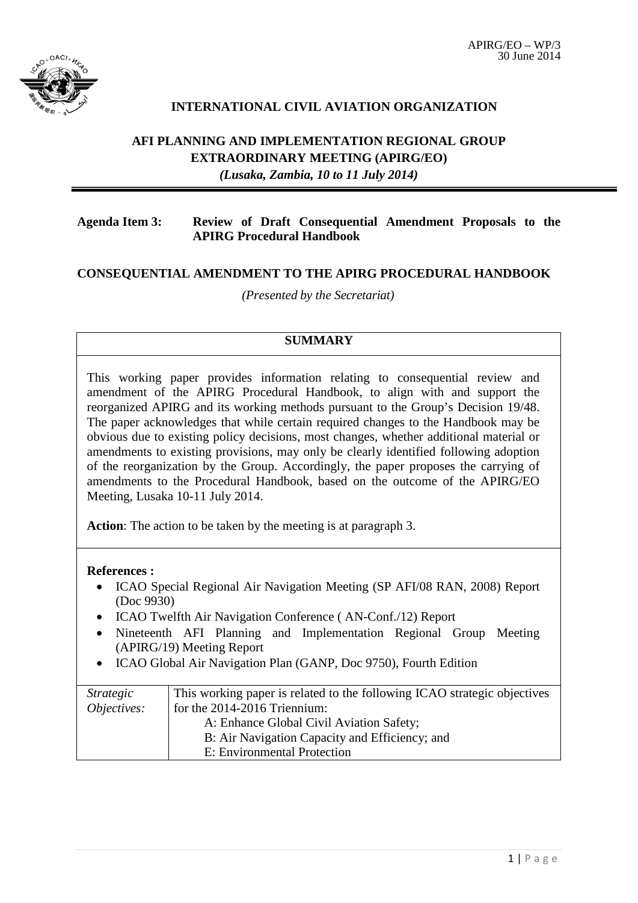APIRG/EO – WP/3
30 June 2014

# INTERNATIONAL CIVIL AVIATION ORGANIZATION

## AFI PLANNING AND IMPLEMENTATION REGIONAL GROUP EXTRAORDINARY MEETING (APIRG/EO)

***(Lusaka, Zambia, 10 to 11 July 2014)***

**Agenda Item 3: Review of Draft Consequential Amendment Proposals to the APIRG Procedural Handbook**

## CONSEQUENTIAL AMENDMENT TO THE APIRG PROCEDURAL HANDBOOK

*(Presented by the Secretariat)*

**SUMMARY**

This working paper provides information relating to consequential review and amendment of the APIRG Procedural Handbook, to align with and support the reorganized APIRG and its working methods pursuant to the Group's Decision 19/48. The paper acknowledges that while certain required changes to the Handbook may be obvious due to existing policy decisions, most changes, whether additional material or amendments to existing provisions, may only be clearly identified following adoption of the reorganization by the Group. Accordingly, the paper proposes the carrying of amendments to the Procedural Handbook, based on the outcome of the APIRG/EO Meeting, Lusaka 10-11 July 2014.

**Action**: The action to be taken by the meeting is at paragraph 3.

**References :**

- ICAO Special Regional Air Navigation Meeting (SP AFI/08 RAN, 2008) Report (Doc 9930)
- ICAO Twelfth Air Navigation Conference ( AN-Conf./12) Report
- Nineteenth AFI Planning and Implementation Regional Group Meeting (APIRG/19) Meeting Report
- ICAO Global Air Navigation Plan (GANP, Doc 9750), Fourth Edition

| *Strategic Objectives:* | This working paper is related to the following ICAO strategic objectives for the 2014-2016 Triennium:<br>A: Enhance Global Civil Aviation Safety;<br>B: Air Navigation Capacity and Efficiency; and<br>E: Environmental Protection |
|---|---|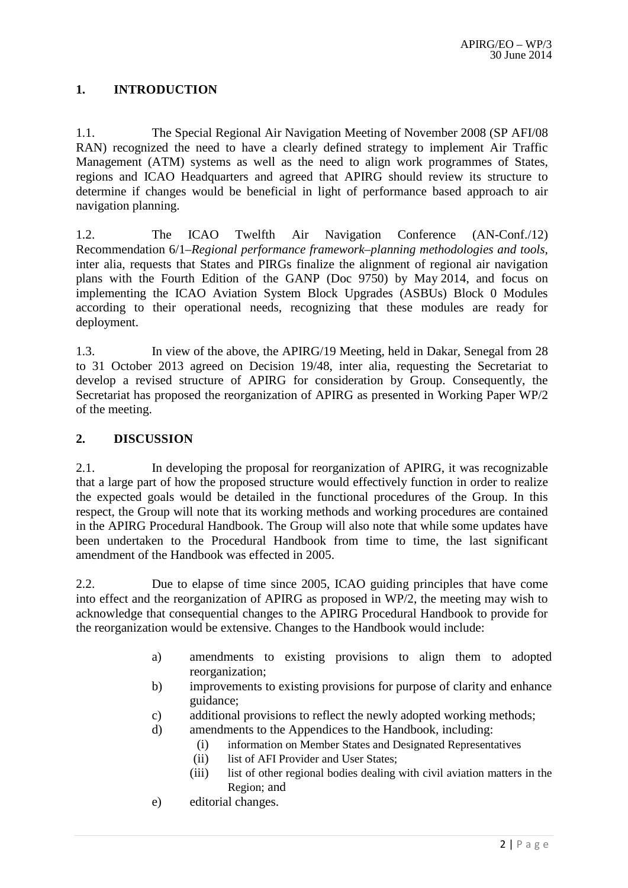## 1. INTRODUCTION

1.1. The Special Regional Air Navigation Meeting of November 2008 (SP AFI/08 RAN) recognized the need to have a clearly defined strategy to implement Air Traffic Management (ATM) systems as well as the need to align work programmes of States, regions and ICAO Headquarters and agreed that APIRG should review its structure to determine if changes would be beneficial in light of performance based approach to air navigation planning.

1.2. The ICAO Twelfth Air Navigation Conference (AN-Conf./12) Recommendation 6/1–*Regional performance framework–planning methodologies and tools*, inter alia, requests that States and PIRGs finalize the alignment of regional air navigation plans with the Fourth Edition of the GANP (Doc 9750) by May 2014, and focus on implementing the ICAO Aviation System Block Upgrades (ASBUs) Block 0 Modules according to their operational needs, recognizing that these modules are ready for deployment.

1.3. In view of the above, the APIRG/19 Meeting, held in Dakar, Senegal from 28 to 31 October 2013 agreed on Decision 19/48, inter alia, requesting the Secretariat to develop a revised structure of APIRG for consideration by Group. Consequently, the Secretariat has proposed the reorganization of APIRG as presented in Working Paper WP/2 of the meeting.

## 2. DISCUSSION

2.1. In developing the proposal for reorganization of APIRG, it was recognizable that a large part of how the proposed structure would effectively function in order to realize the expected goals would be detailed in the functional procedures of the Group. In this respect, the Group will note that its working methods and working procedures are contained in the APIRG Procedural Handbook. The Group will also note that while some updates have been undertaken to the Procedural Handbook from time to time, the last significant amendment of the Handbook was effected in 2005.

2.2. Due to elapse of time since 2005, ICAO guiding principles that have come into effect and the reorganization of APIRG as proposed in WP/2, the meeting may wish to acknowledge that consequential changes to the APIRG Procedural Handbook to provide for the reorganization would be extensive. Changes to the Handbook would include:

a) amendments to existing provisions to align them to adopted reorganization;
b) improvements to existing provisions for purpose of clarity and enhance guidance;
c) additional provisions to reflect the newly adopted working methods;
d) amendments to the Appendices to the Handbook, including:
   (i) information on Member States and Designated Representatives
   (ii) list of AFI Provider and User States;
   (iii) list of other regional bodies dealing with civil aviation matters in the Region; and
e) editorial changes.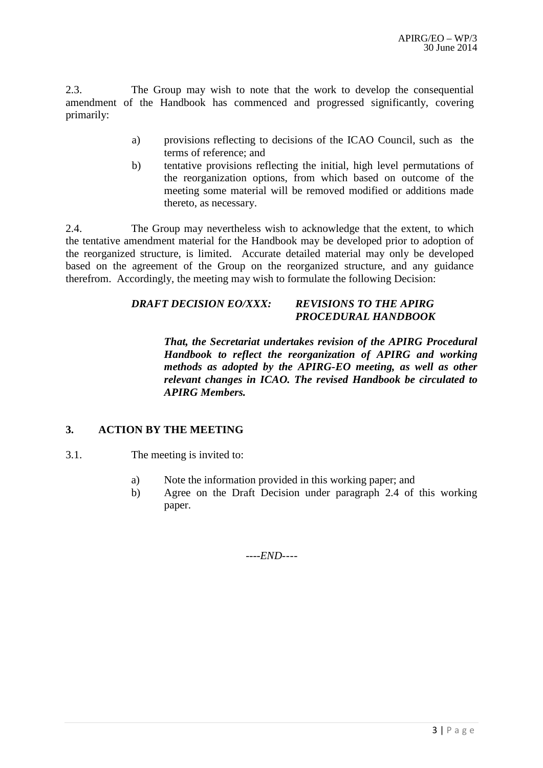2.3. The Group may wish to note that the work to develop the consequential amendment of the Handbook has commenced and progressed significantly, covering primarily:

a) provisions reflecting to decisions of the ICAO Council, such as the terms of reference; and
b) tentative provisions reflecting the initial, high level permutations of the reorganization options, from which based on outcome of the meeting some material will be removed modified or additions made thereto, as necessary.

2.4. The Group may nevertheless wish to acknowledge that the extent, to which the tentative amendment material for the Handbook may be developed prior to adoption of the reorganized structure, is limited. Accurate detailed material may only be developed based on the agreement of the Group on the reorganized structure, and any guidance therefrom. Accordingly, the meeting may wish to formulate the following Decision:

***DRAFT DECISION EO/XXX: REVISIONS TO THE APIRG PROCEDURAL HANDBOOK***

***That, the Secretariat undertakes revision of the APIRG Procedural Handbook to reflect the reorganization of APIRG and working methods as adopted by the APIRG-EO meeting, as well as other relevant changes in ICAO. The revised Handbook be circulated to APIRG Members.***

## 3. ACTION BY THE MEETING

3.1. The meeting is invited to:

a) Note the information provided in this working paper; and
b) Agree on the Draft Decision under paragraph 2.4 of this working paper.

*----END----*